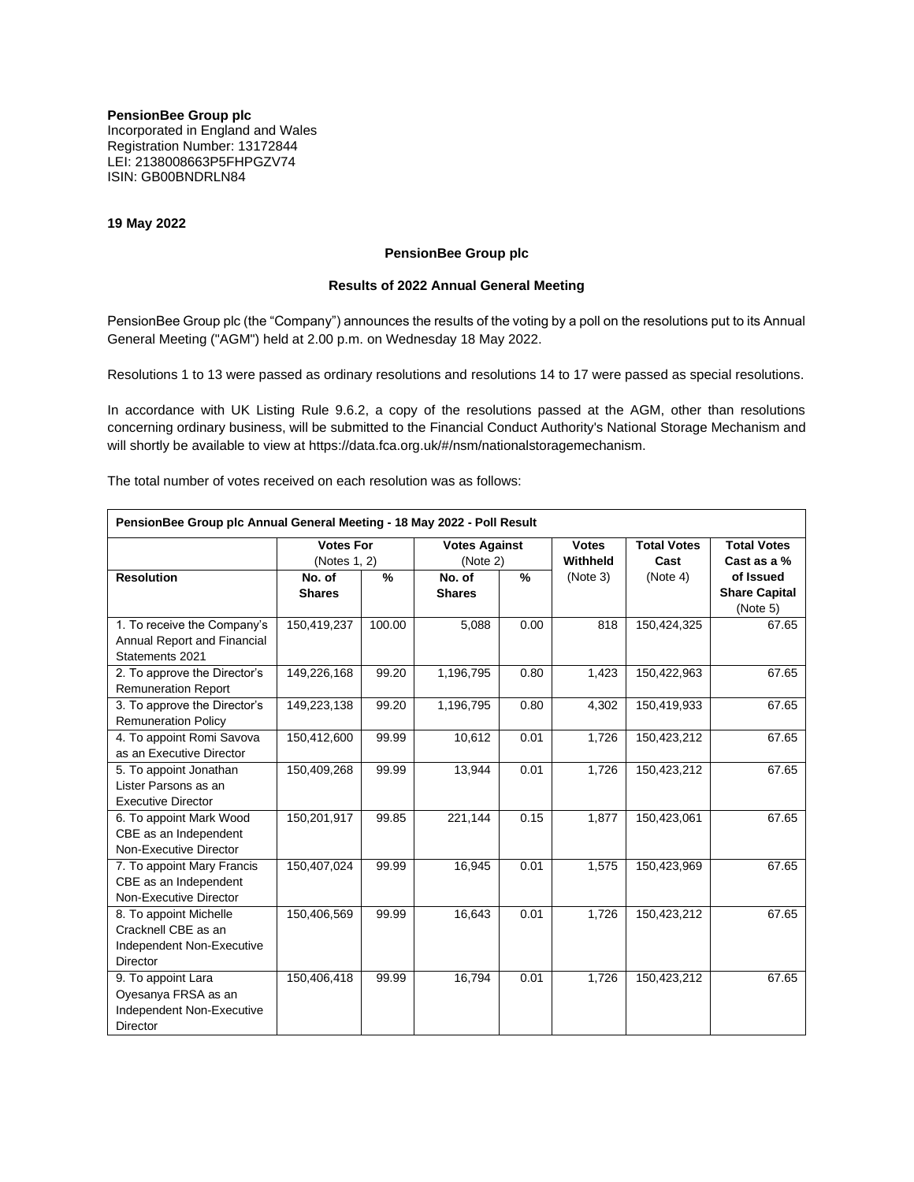**PensionBee Group plc**
Incorporated in England and Wales
Registration Number: 13172844
LEI: 2138008663P5FHPGZV74
ISIN: GB00BNDRLN84

**19 May 2022**

**PensionBee Group plc**

**Results of 2022 Annual General Meeting**

PensionBee Group plc (the "Company") announces the results of the voting by a poll on the resolutions put to its Annual General Meeting ("AGM") held at 2.00 p.m. on Wednesday 18 May 2022.

Resolutions 1 to 13 were passed as ordinary resolutions and resolutions 14 to 17 were passed as special resolutions.

In accordance with UK Listing Rule 9.6.2, a copy of the resolutions passed at the AGM, other than resolutions concerning ordinary business, will be submitted to the Financial Conduct Authority's National Storage Mechanism and will shortly be available to view at https://data.fca.org.uk/#/nsm/nationalstoragemechanism.

The total number of votes received on each resolution was as follows:

| **PensionBee Group plc Annual General Meeting - 18 May 2022 - Poll Result** | | | | | | | |
|---|---|---|---|---|---|---|---|
| | **Votes For** (Notes 1, 2) | | **Votes Against** (Note 2) | | **Votes Withheld** (Note 3) | **Total Votes Cast** (Note 4) | **Total Votes Cast as a % of Issued Share Capital** (Note 5) |
| **Resolution** | **No. of Shares** | **%** | **No. of Shares** | **%** | | | |
| 1. To receive the Company's Annual Report and Financial Statements 2021 | 150,419,237 | 100.00 | 5,088 | 0.00 | 818 | 150,424,325 | 67.65 |
| 2. To approve the Director's Remuneration Report | 149,226,168 | 99.20 | 1,196,795 | 0.80 | 1,423 | 150,422,963 | 67.65 |
| 3. To approve the Director's Remuneration Policy | 149,223,138 | 99.20 | 1,196,795 | 0.80 | 4,302 | 150,419,933 | 67.65 |
| 4. To appoint Romi Savova as an Executive Director | 150,412,600 | 99.99 | 10,612 | 0.01 | 1,726 | 150,423,212 | 67.65 |
| 5. To appoint Jonathan Lister Parsons as an Executive Director | 150,409,268 | 99.99 | 13,944 | 0.01 | 1,726 | 150,423,212 | 67.65 |
| 6. To appoint Mark Wood CBE as an Independent Non-Executive Director | 150,201,917 | 99.85 | 221,144 | 0.15 | 1,877 | 150,423,061 | 67.65 |
| 7. To appoint Mary Francis CBE as an Independent Non-Executive Director | 150,407,024 | 99.99 | 16,945 | 0.01 | 1,575 | 150,423,969 | 67.65 |
| 8. To appoint Michelle Cracknell CBE as an Independent Non-Executive Director | 150,406,569 | 99.99 | 16,643 | 0.01 | 1,726 | 150,423,212 | 67.65 |
| 9. To appoint Lara Oyesanya FRSA as an Independent Non-Executive Director | 150,406,418 | 99.99 | 16,794 | 0.01 | 1,726 | 150,423,212 | 67.65 |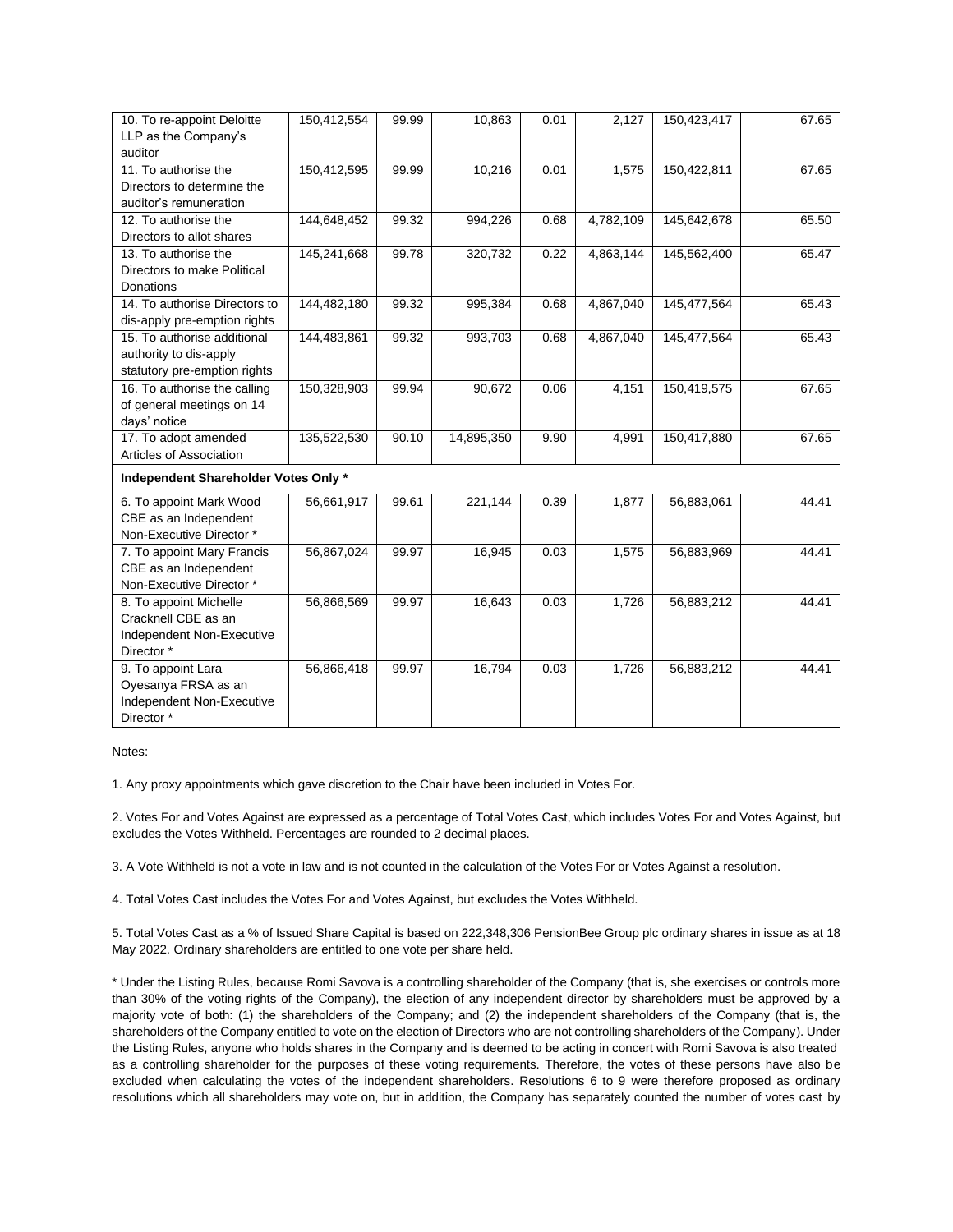| | | | | | | | |
|---|---|---|---|---|---|---|---|
| 10. To re-appoint Deloitte LLP as the Company's auditor | 150,412,554 | 99.99 | 10,863 | 0.01 | 2,127 | 150,423,417 | 67.65 |
| 11. To authorise the Directors to determine the auditor's remuneration | 150,412,595 | 99.99 | 10,216 | 0.01 | 1,575 | 150,422,811 | 67.65 |
| 12. To authorise the Directors to allot shares | 144,648,452 | 99.32 | 994,226 | 0.68 | 4,782,109 | 145,642,678 | 65.50 |
| 13. To authorise the Directors to make Political Donations | 145,241,668 | 99.78 | 320,732 | 0.22 | 4,863,144 | 145,562,400 | 65.47 |
| 14. To authorise Directors to dis-apply pre-emption rights | 144,482,180 | 99.32 | 995,384 | 0.68 | 4,867,040 | 145,477,564 | 65.43 |
| 15. To authorise additional authority to dis-apply statutory pre-emption rights | 144,483,861 | 99.32 | 993,703 | 0.68 | 4,867,040 | 145,477,564 | 65.43 |
| 16. To authorise the calling of general meetings on 14 days' notice | 150,328,903 | 99.94 | 90,672 | 0.06 | 4,151 | 150,419,575 | 67.65 |
| 17. To adopt amended Articles of Association | 135,522,530 | 90.10 | 14,895,350 | 9.90 | 4,991 | 150,417,880 | 67.65 |
| **Independent Shareholder Votes Only \*** | | | | | | | |
| 6. To appoint Mark Wood CBE as an Independent Non-Executive Director * | 56,661,917 | 99.61 | 221,144 | 0.39 | 1,877 | 56,883,061 | 44.41 |
| 7. To appoint Mary Francis CBE as an Independent Non-Executive Director * | 56,867,024 | 99.97 | 16,945 | 0.03 | 1,575 | 56,883,969 | 44.41 |
| 8. To appoint Michelle Cracknell CBE as an Independent Non-Executive Director * | 56,866,569 | 99.97 | 16,643 | 0.03 | 1,726 | 56,883,212 | 44.41 |
| 9. To appoint Lara Oyesanya FRSA as an Independent Non-Executive Director * | 56,866,418 | 99.97 | 16,794 | 0.03 | 1,726 | 56,883,212 | 44.41 |

Notes:

1. Any proxy appointments which gave discretion to the Chair have been included in Votes For.

2. Votes For and Votes Against are expressed as a percentage of Total Votes Cast, which includes Votes For and Votes Against, but excludes the Votes Withheld. Percentages are rounded to 2 decimal places.

3. A Vote Withheld is not a vote in law and is not counted in the calculation of the Votes For or Votes Against a resolution.

4. Total Votes Cast includes the Votes For and Votes Against, but excludes the Votes Withheld.

5. Total Votes Cast as a % of Issued Share Capital is based on 222,348,306 PensionBee Group plc ordinary shares in issue as at 18 May 2022. Ordinary shareholders are entitled to one vote per share held.

\* Under the Listing Rules, because Romi Savova is a controlling shareholder of the Company (that is, she exercises or controls more than 30% of the voting rights of the Company), the election of any independent director by shareholders must be approved by a majority vote of both: (1) the shareholders of the Company; and (2) the independent shareholders of the Company (that is, the shareholders of the Company entitled to vote on the election of Directors who are not controlling shareholders of the Company). Under the Listing Rules, anyone who holds shares in the Company and is deemed to be acting in concert with Romi Savova is also treated as a controlling shareholder for the purposes of these voting requirements. Therefore, the votes of these persons have also be excluded when calculating the votes of the independent shareholders. Resolutions 6 to 9 were therefore proposed as ordinary resolutions which all shareholders may vote on, but in addition, the Company has separately counted the number of votes cast by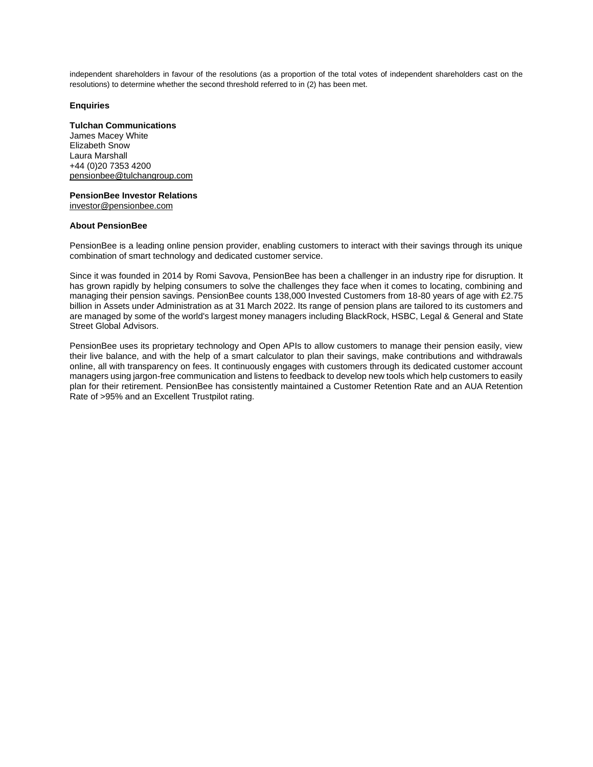independent shareholders in favour of the resolutions (as a proportion of the total votes of independent shareholders cast on the resolutions) to determine whether the second threshold referred to in (2) has been met.

**Enquiries**

**Tulchan Communications**
James Macey White
Elizabeth Snow
Laura Marshall
+44 (0)20 7353 4200
pensionbee@tulchangroup.com

**PensionBee Investor Relations**
investor@pensionbee.com

**About PensionBee**

PensionBee is a leading online pension provider, enabling customers to interact with their savings through its unique combination of smart technology and dedicated customer service.

Since it was founded in 2014 by Romi Savova, PensionBee has been a challenger in an industry ripe for disruption. It has grown rapidly by helping consumers to solve the challenges they face when it comes to locating, combining and managing their pension savings. PensionBee counts 138,000 Invested Customers from 18-80 years of age with £2.75 billion in Assets under Administration as at 31 March 2022. Its range of pension plans are tailored to its customers and are managed by some of the world's largest money managers including BlackRock, HSBC, Legal & General and State Street Global Advisors.

PensionBee uses its proprietary technology and Open APIs to allow customers to manage their pension easily, view their live balance, and with the help of a smart calculator to plan their savings, make contributions and withdrawals online, all with transparency on fees. It continuously engages with customers through its dedicated customer account managers using jargon-free communication and listens to feedback to develop new tools which help customers to easily plan for their retirement. PensionBee has consistently maintained a Customer Retention Rate and an AUA Retention Rate of >95% and an Excellent Trustpilot rating.